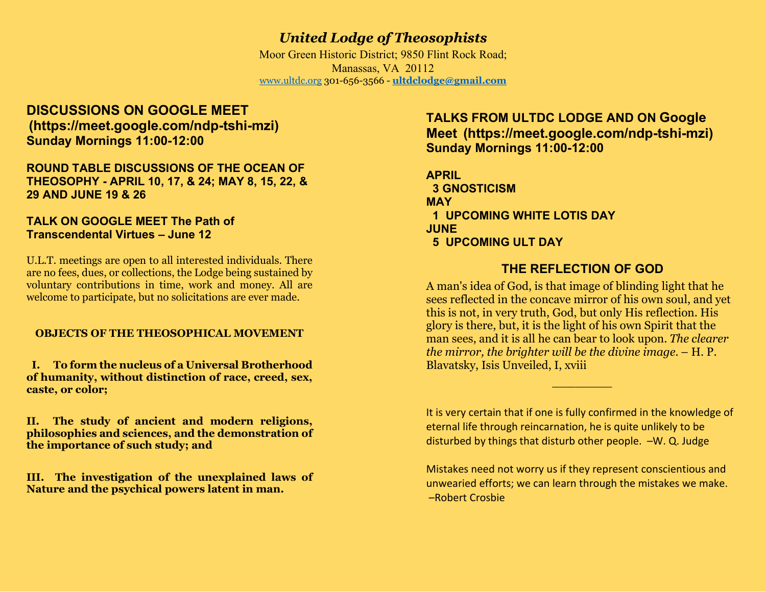# *United Lodge of Theosophists*

Moor Green Historic District; 9850 Flint Rock Road;
Manassas, VA 20112
www.ultdc.org 301-656-3566 - **ultdclodge@gmail.com**

## DISCUSSIONS ON GOOGLE MEET (https://meet.google.com/ndp-tshi-mzi) Sunday Mornings 11:00-12:00

### ROUND TABLE DISCUSSIONS OF THE OCEAN OF THEOSOPHY - APRIL 10, 17, & 24; MAY 8, 15, 22, & 29 AND JUNE 19 & 26

### TALK ON GOOGLE MEET The Path of Transcendental Virtues – June 12

U.L.T. meetings are open to all interested individuals. There are no fees, dues, or collections, the Lodge being sustained by voluntary contributions in time, work and money. All are welcome to participate, but no solicitations are ever made.

### OBJECTS OF THE THEOSOPHICAL MOVEMENT

**I. To form the nucleus of a Universal Brotherhood of humanity, without distinction of race, creed, sex, caste, or color;**

**II. The study of ancient and modern religions, philosophies and sciences, and the demonstration of the importance of such study; and**

**III. The investigation of the unexplained laws of Nature and the psychical powers latent in man.**

## TALKS FROM ULTDC LODGE AND ON Google Meet (https://meet.google.com/ndp-tshi-mzi) Sunday Mornings 11:00-12:00

**APRIL**
**3 GNOSTICISM**
**MAY**
**1 UPCOMING WHITE LOTIS DAY**
**JUNE**
**5 UPCOMING ULT DAY**

## THE REFLECTION OF GOD

A man's idea of God, is that image of blinding light that he sees reflected in the concave mirror of his own soul, and yet this is not, in very truth, God, but only His reflection. His glory is there, but, it is the light of his own Spirit that the man sees, and it is all he can bear to look upon. *The clearer the mirror, the brighter will be the divine image.* – H. P. Blavatsky, Isis Unveiled, I, xviii

_________

It is very certain that if one is fully confirmed in the knowledge of eternal life through reincarnation, he is quite unlikely to be disturbed by things that disturb other people. –W. Q. Judge

Mistakes need not worry us if they represent conscientious and unwearied efforts; we can learn through the mistakes we make. –Robert Crosbie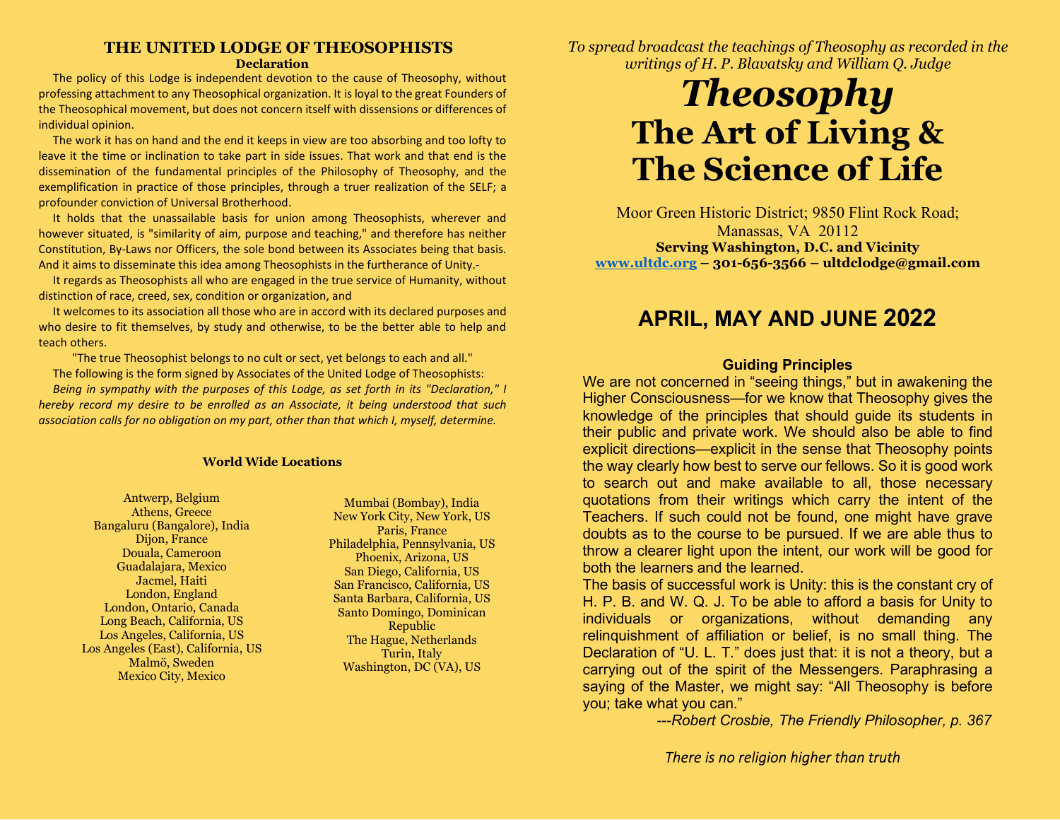## THE UNITED LODGE OF THEOSOPHISTS

**Declaration**

The policy of this Lodge is independent devotion to the cause of Theosophy, without professing attachment to any Theosophical organization. It is loyal to the great Founders of the Theosophical movement, but does not concern itself with dissensions or differences of individual opinion.

The work it has on hand and the end it keeps in view are too absorbing and too lofty to leave it the time or inclination to take part in side issues. That work and that end is the dissemination of the fundamental principles of the Philosophy of Theosophy, and the exemplification in practice of those principles, through a truer realization of the SELF; a profounder conviction of Universal Brotherhood.

It holds that the unassailable basis for union among Theosophists, wherever and however situated, is "similarity of aim, purpose and teaching," and therefore has neither Constitution, By-Laws nor Officers, the sole bond between its Associates being that basis. And it aims to disseminate this idea among Theosophists in the furtherance of Unity.-

It regards as Theosophists all who are engaged in the true service of Humanity, without distinction of race, creed, sex, condition or organization, and

It welcomes to its association all those who are in accord with its declared purposes and who desire to fit themselves, by study and otherwise, to be the better able to help and teach others.

"The true Theosophist belongs to no cult or sect, yet belongs to each and all."

The following is the form signed by Associates of the United Lodge of Theosophists:

*Being in sympathy with the purposes of this Lodge, as set forth in its "Declaration," I hereby record my desire to be enrolled as an Associate, it being understood that such association calls for no obligation on my part, other than that which I, myself, determine.*

**World Wide Locations**

Antwerp, Belgium
Athens, Greece
Bangaluru (Bangalore), India
Dijon, France
Douala, Cameroon
Guadalajara, Mexico
Jacmel, Haiti
London, England
London, Ontario, Canada
Long Beach, California, US
Los Angeles, California, US
Los Angeles (East), California, US
Malmö, Sweden
Mexico City, Mexico
Mumbai (Bombay), India
New York City, New York, US
Paris, France
Philadelphia, Pennsylvania, US
Phoenix, Arizona, US
San Diego, California, US
San Francisco, California, US
Santa Barbara, California, US
Santo Domingo, Dominican Republic
The Hague, Netherlands
Turin, Italy
Washington, DC (VA), US

*To spread broadcast the teachings of Theosophy as recorded in the writings of H. P. Blavatsky and William Q. Judge*

# *Theosophy*
# The Art of Living & The Science of Life

Moor Green Historic District; 9850 Flint Rock Road; Manassas, VA 20112
**Serving Washington, D.C. and Vicinity**
**www.ultdc.org – 301-656-3566 – ultdclodge@gmail.com**

## APRIL, MAY AND JUNE 2022

### Guiding Principles

We are not concerned in "seeing things," but in awakening the Higher Consciousness—for we know that Theosophy gives the knowledge of the principles that should guide its students in their public and private work. We should also be able to find explicit directions—explicit in the sense that Theosophy points the way clearly how best to serve our fellows. So it is good work to search out and make available to all, those necessary quotations from their writings which carry the intent of the Teachers. If such could not be found, one might have grave doubts as to the course to be pursued. If we are able thus to throw a clearer light upon the intent, our work will be good for both the learners and the learned.

The basis of successful work is Unity: this is the constant cry of H. P. B. and W. Q. J. To be able to afford a basis for Unity to individuals or organizations, without demanding any relinquishment of affiliation or belief, is no small thing. The Declaration of "U. L. T." does just that: it is not a theory, but a carrying out of the spirit of the Messengers. Paraphrasing a saying of the Master, we might say: "All Theosophy is before you; take what you can."

*---Robert Crosbie, The Friendly Philosopher, p. 367*

*There is no religion higher than truth*